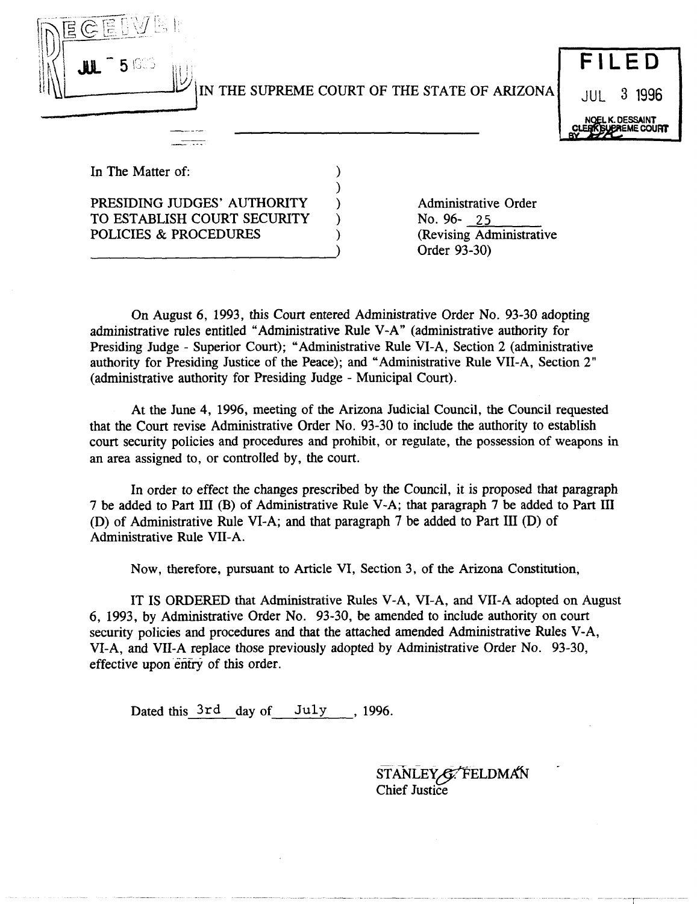RECEIVED JUL 5 1996

IN THE SUPREME COURT OF THE STATE OF ARIZONA

**FILED**
JUL 3 1996
NOEL K. DESSAINT
CLERK SUPREME COURT
BY

In The Matter of:

PRESIDING JUDGES' AUTHORITY TO ESTABLISH COURT SECURITY POLICIES & PROCEDURES

Administrative Order No. 96- 25
(Revising Administrative Order 93-30)

On August 6, 1993, this Court entered Administrative Order No. 93-30 adopting administrative rules entitled "Administrative Rule V-A" (administrative authority for Presiding Judge - Superior Court); "Administrative Rule VI-A, Section 2 (administrative authority for Presiding Justice of the Peace); and "Administrative Rule VII-A, Section 2" (administrative authority for Presiding Judge - Municipal Court).

At the June 4, 1996, meeting of the Arizona Judicial Council, the Council requested that the Court revise Administrative Order No. 93-30 to include the authority to establish court security policies and procedures and prohibit, or regulate, the possession of weapons in an area assigned to, or controlled by, the court.

In order to effect the changes prescribed by the Council, it is proposed that paragraph 7 be added to Part III (B) of Administrative Rule V-A; that paragraph 7 be added to Part III (D) of Administrative Rule VI-A; and that paragraph 7 be added to Part III (D) of Administrative Rule VII-A.

Now, therefore, pursuant to Article VI, Section 3, of the Arizona Constitution,

IT IS ORDERED that Administrative Rules V-A, VI-A, and VII-A adopted on August 6, 1993, by Administrative Order No. 93-30, be amended to include authority on court security policies and procedures and that the attached amended Administrative Rules V-A, VI-A, and VII-A replace those previously adopted by Administrative Order No. 93-30, effective upon entry of this order.

Dated this 3rd day of July, 1996.

STANLEY G. FELDMAN
Chief Justice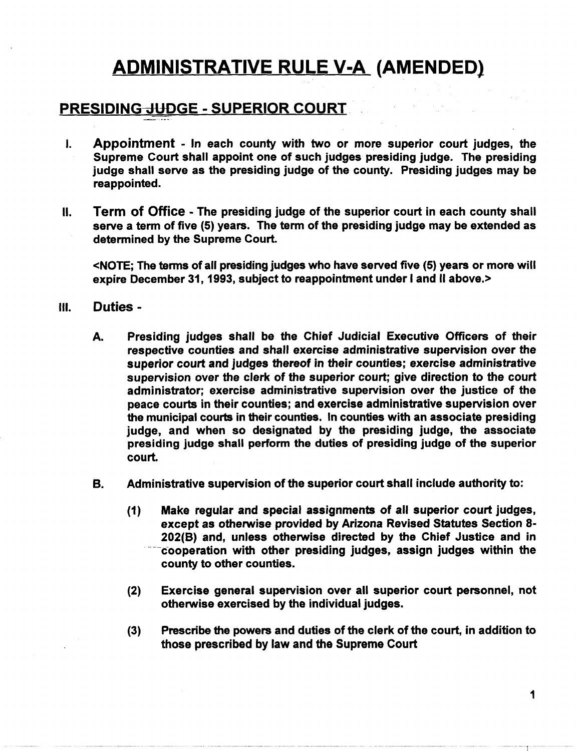# ADMINISTRATIVE RULE V-A (AMENDED)

## PRESIDING JUDGE - SUPERIOR COURT

I. **Appointment** - In each county with two or more superior court judges, the Supreme Court shall appoint one of such judges presiding judge. The presiding judge shall serve as the presiding judge of the county. Presiding judges may be reappointed.

II. **Term of Office** - The presiding judge of the superior court in each county shall serve a term of five (5) years. The term of the presiding judge may be extended as determined by the Supreme Court.

<NOTE; The terms of all presiding judges who have served five (5) years or more will expire December 31, 1993, subject to reappointment under I and II above.>

III. **Duties** -

A. Presiding judges shall be the Chief Judicial Executive Officers of their respective counties and shall exercise administrative supervision over the superior court and judges thereof in their counties; exercise administrative supervision over the clerk of the superior court; give direction to the court administrator; exercise administrative supervision over the justice of the peace courts in their counties; and exercise administrative supervision over the municipal courts in their counties. In counties with an associate presiding judge, and when so designated by the presiding judge, the associate presiding judge shall perform the duties of presiding judge of the superior court.

B. Administrative supervision of the superior court shall include authority to:

(1) Make regular and special assignments of all superior court judges, except as otherwise provided by Arizona Revised Statutes Section 8-202(B) and, unless otherwise directed by the Chief Justice and in cooperation with other presiding judges, assign judges within the county to other counties.

(2) Exercise general supervision over all superior court personnel, not otherwise exercised by the individual judges.

(3) Prescribe the powers and duties of the clerk of the court, in addition to those prescribed by law and the Supreme Court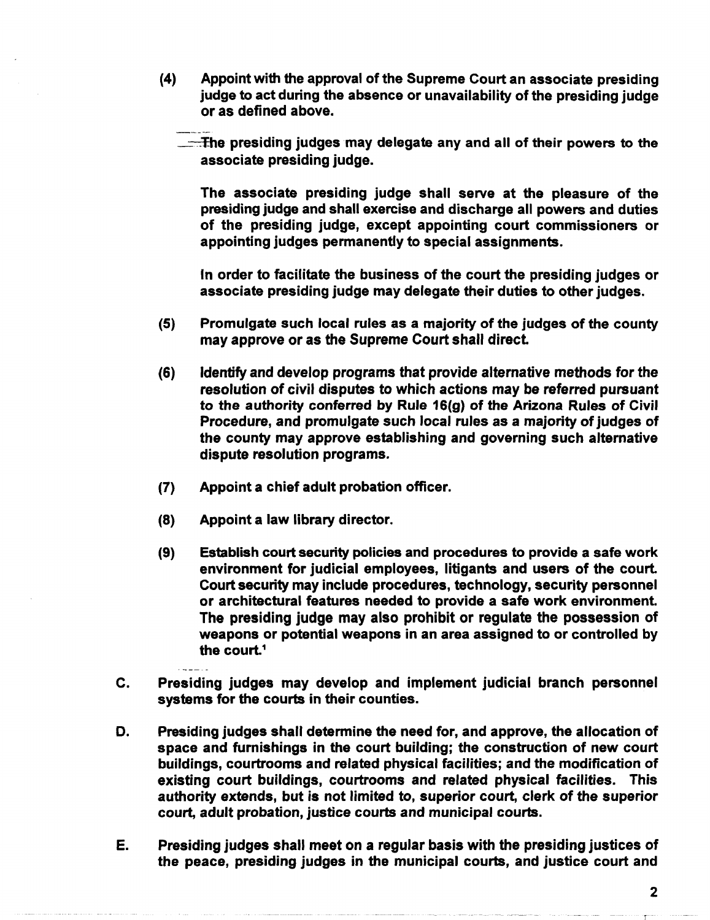(4) Appoint with the approval of the Supreme Court an associate presiding judge to act during the absence or unavailability of the presiding judge or as defined above.

The presiding judges may delegate any and all of their powers to the associate presiding judge.

The associate presiding judge shall serve at the pleasure of the presiding judge and shall exercise and discharge all powers and duties of the presiding judge, except appointing court commissioners or appointing judges permanently to special assignments.

In order to facilitate the business of the court the presiding judges or associate presiding judge may delegate their duties to other judges.

(5) Promulgate such local rules as a majority of the judges of the county may approve or as the Supreme Court shall direct.

(6) Identify and develop programs that provide alternative methods for the resolution of civil disputes to which actions may be referred pursuant to the authority conferred by Rule 16(g) of the Arizona Rules of Civil Procedure, and promulgate such local rules as a majority of judges of the county may approve establishing and governing such alternative dispute resolution programs.

(7) Appoint a chief adult probation officer.

(8) Appoint a law library director.

(9) Establish court security policies and procedures to provide a safe work environment for judicial employees, litigants and users of the court. Court security may include procedures, technology, security personnel or architectural features needed to provide a safe work environment. The presiding judge may also prohibit or regulate the possession of weapons or potential weapons in an area assigned to or controlled by the court.[1]

C. Presiding judges may develop and implement judicial branch personnel systems for the courts in their counties.

D. Presiding judges shall determine the need for, and approve, the allocation of space and furnishings in the court building; the construction of new court buildings, courtrooms and related physical facilities; and the modification of existing court buildings, courtrooms and related physical facilities. This authority extends, but is not limited to, superior court, clerk of the superior court, adult probation, justice courts and municipal courts.

E. Presiding judges shall meet on a regular basis with the presiding justices of the peace, presiding judges in the municipal courts, and justice court and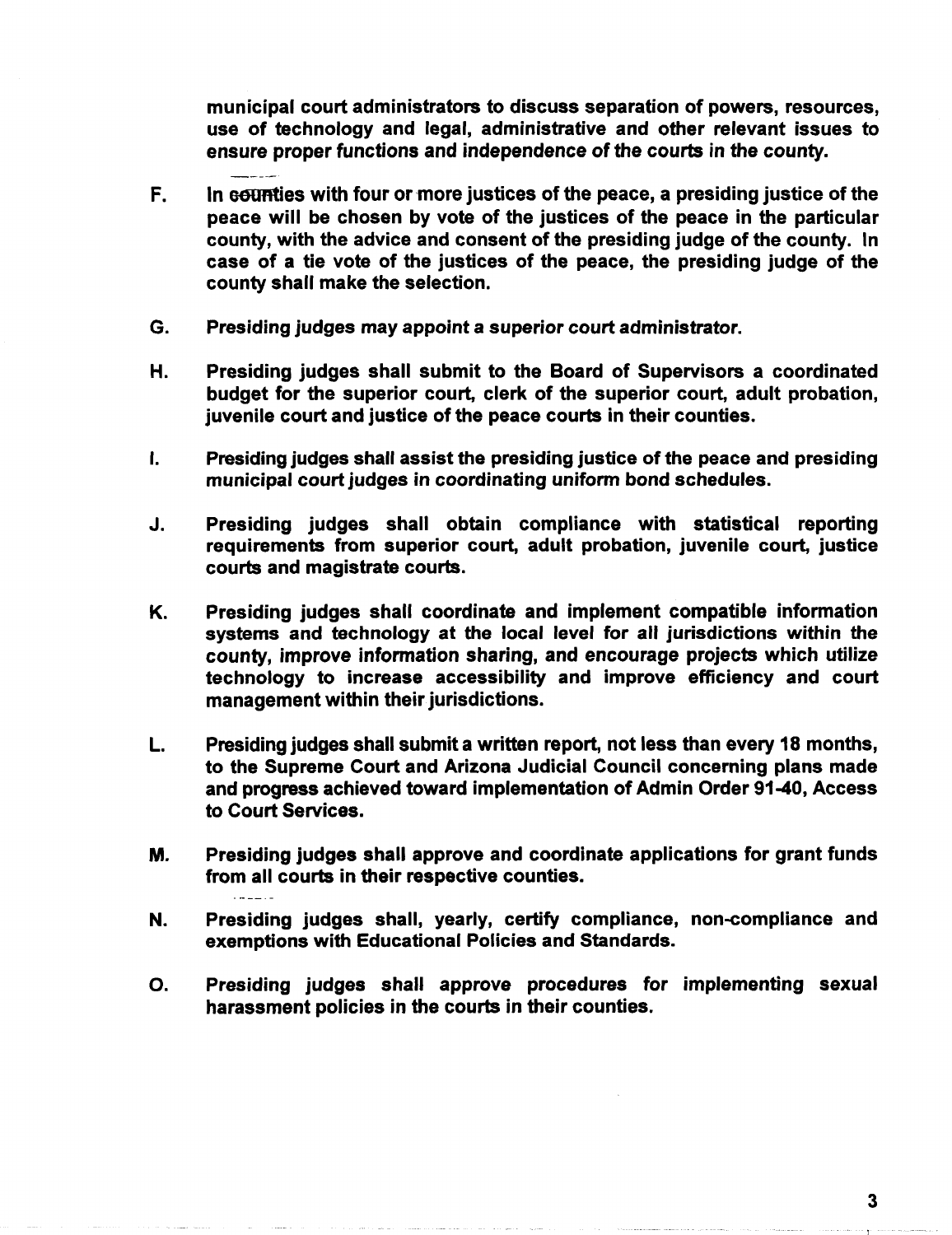municipal court administrators to discuss separation of powers, resources, use of technology and legal, administrative and other relevant issues to ensure proper functions and independence of the courts in the county.

F. In counties with four or more justices of the peace, a presiding justice of the peace will be chosen by vote of the justices of the peace in the particular county, with the advice and consent of the presiding judge of the county. In case of a tie vote of the justices of the peace, the presiding judge of the county shall make the selection.

G. Presiding judges may appoint a superior court administrator.

H. Presiding judges shall submit to the Board of Supervisors a coordinated budget for the superior court, clerk of the superior court, adult probation, juvenile court and justice of the peace courts in their counties.

I. Presiding judges shall assist the presiding justice of the peace and presiding municipal court judges in coordinating uniform bond schedules.

J. Presiding judges shall obtain compliance with statistical reporting requirements from superior court, adult probation, juvenile court, justice courts and magistrate courts.

K. Presiding judges shall coordinate and implement compatible information systems and technology at the local level for all jurisdictions within the county, improve information sharing, and encourage projects which utilize technology to increase accessibility and improve efficiency and court management within their jurisdictions.

L. Presiding judges shall submit a written report, not less than every 18 months, to the Supreme Court and Arizona Judicial Council concerning plans made and progress achieved toward implementation of Admin Order 91-40, Access to Court Services.

M. Presiding judges shall approve and coordinate applications for grant funds from all courts in their respective counties.

N. Presiding judges shall, yearly, certify compliance, non-compliance and exemptions with Educational Policies and Standards.

O. Presiding judges shall approve procedures for implementing sexual harassment policies in the courts in their counties.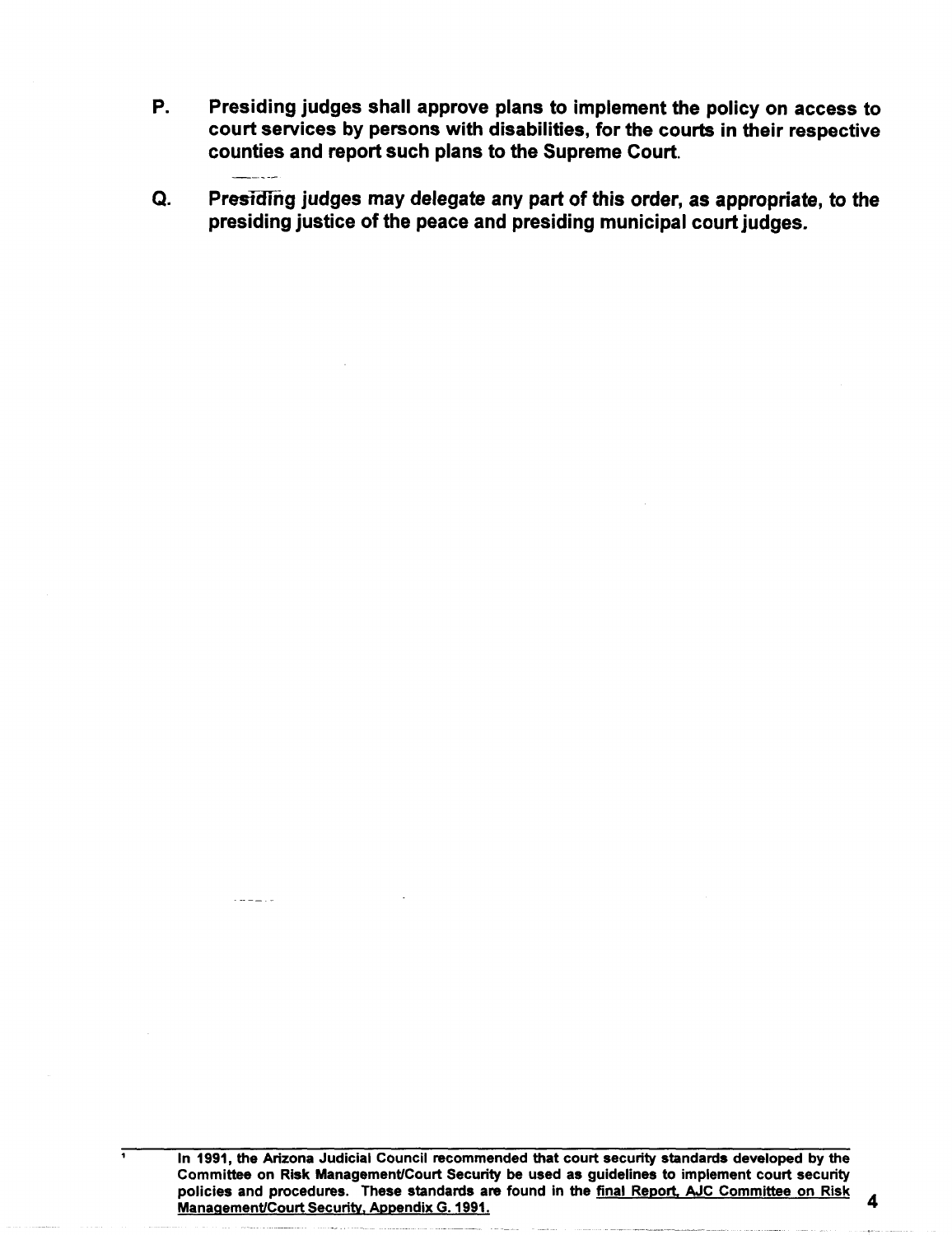**P. Presiding judges shall approve plans to implement the policy on access to court services by persons with disabilities, for the courts in their respective counties and report such plans to the Supreme Court.**

**Q. Presiding judges may delegate any part of this order, as appropriate, to the presiding justice of the peace and presiding municipal court judges.**

---

[1] **In 1991, the Arizona Judicial Council recommended that court security standards developed by the Committee on Risk Management/Court Security be used as guidelines to implement court security policies and procedures. These standards are found in the final Report, AJC Committee on Risk Management/Court Security, Appendix G. 1991.**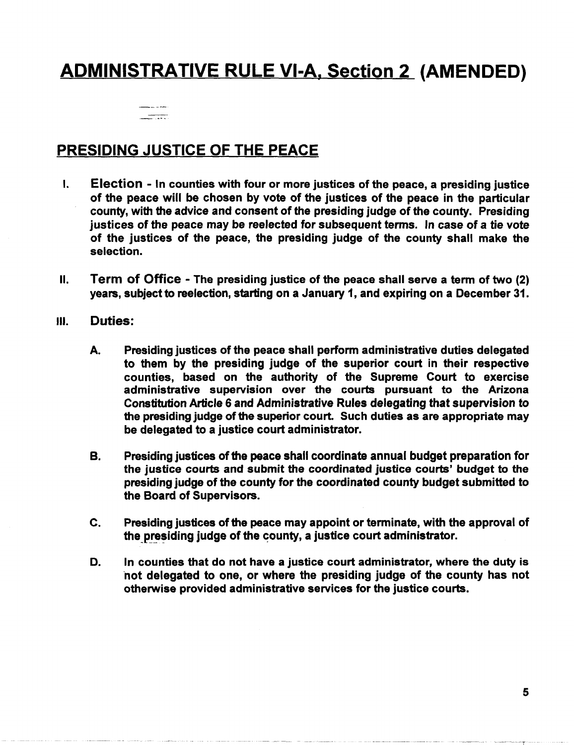# ADMINISTRATIVE RULE VI-A, Section 2 (AMENDED)

## PRESIDING JUSTICE OF THE PEACE

I. **Election** - In counties with four or more justices of the peace, a presiding justice of the peace will be chosen by vote of the justices of the peace in the particular county, with the advice and consent of the presiding judge of the county. Presiding justices of the peace may be reelected for subsequent terms. In case of a tie vote of the justices of the peace, the presiding judge of the county shall make the selection.

II. **Term of Office** - The presiding justice of the peace shall serve a term of two (2) years, subject to reelection, starting on a January 1, and expiring on a December 31.

III. **Duties:**

A. Presiding justices of the peace shall perform administrative duties delegated to them by the presiding judge of the superior court in their respective counties, based on the authority of the Supreme Court to exercise administrative supervision over the courts pursuant to the Arizona Constitution Article 6 and Administrative Rules delegating that supervision to the presiding judge of the superior court. Such duties as are appropriate may be delegated to a justice court administrator.

B. Presiding justices of the peace shall coordinate annual budget preparation for the justice courts and submit the coordinated justice courts' budget to the presiding judge of the county for the coordinated county budget submitted to the Board of Supervisors.

C. Presiding justices of the peace may appoint or terminate, with the approval of the presiding judge of the county, a justice court administrator.

D. In counties that do not have a justice court administrator, where the duty is not delegated to one, or where the presiding judge of the county has not otherwise provided administrative services for the justice courts.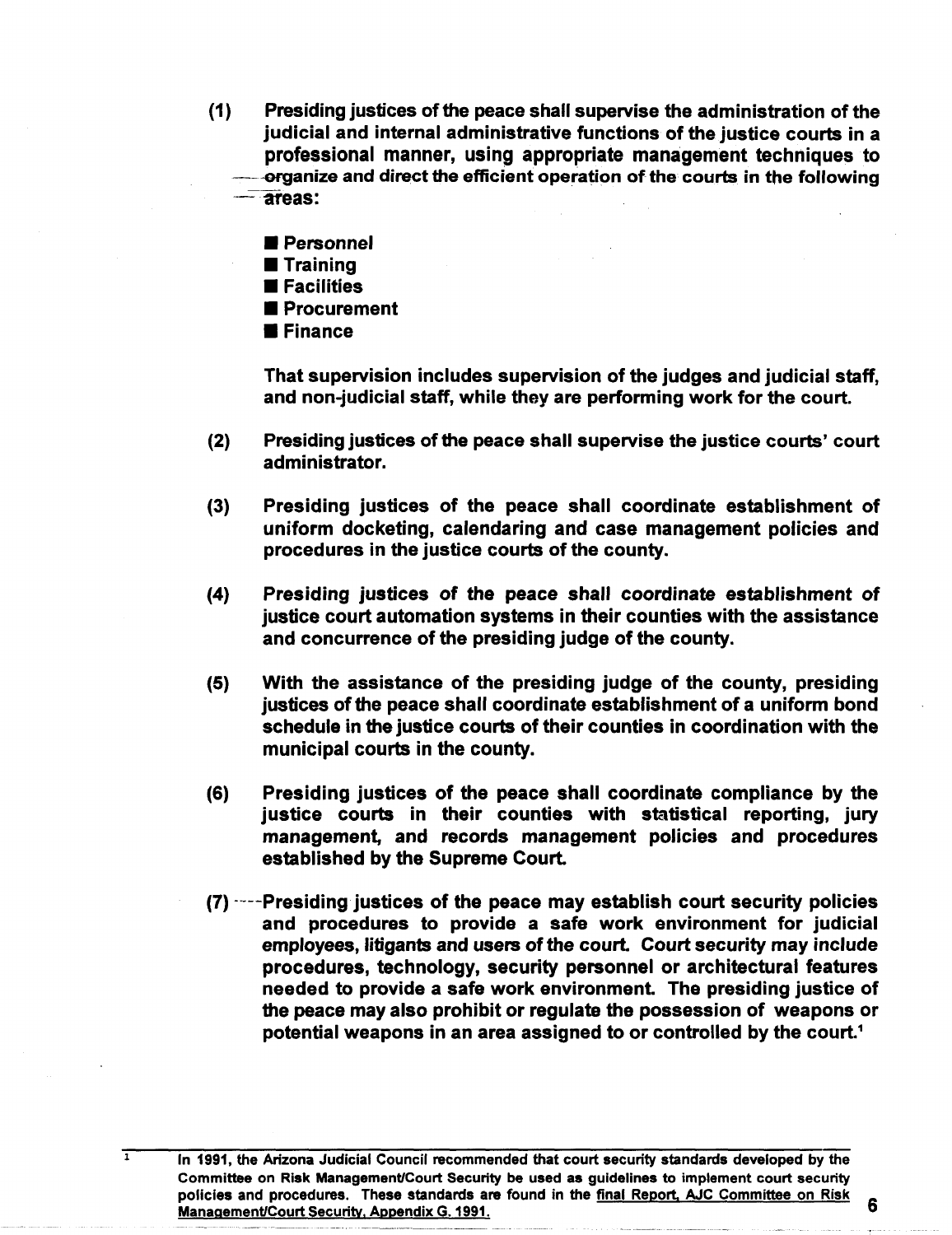(1) Presiding justices of the peace shall supervise the administration of the judicial and internal administrative functions of the justice courts in a professional manner, using appropriate management techniques to organize and direct the efficient operation of the courts in the following areas:

- Personnel
- Training
- Facilities
- Procurement
- Finance

That supervision includes supervision of the judges and judicial staff, and non-judicial staff, while they are performing work for the court.

(2) Presiding justices of the peace shall supervise the justice courts' court administrator.

(3) Presiding justices of the peace shall coordinate establishment of uniform docketing, calendaring and case management policies and procedures in the justice courts of the county.

(4) Presiding justices of the peace shall coordinate establishment of justice court automation systems in their counties with the assistance and concurrence of the presiding judge of the county.

(5) With the assistance of the presiding judge of the county, presiding justices of the peace shall coordinate establishment of a uniform bond schedule in the justice courts of their counties in coordination with the municipal courts in the county.

(6) Presiding justices of the peace shall coordinate compliance by the justice courts in their counties with statistical reporting, jury management, and records management policies and procedures established by the Supreme Court.

(7) Presiding justices of the peace may establish court security policies and procedures to provide a safe work environment for judicial employees, litigants and users of the court. Court security may include procedures, technology, security personnel or architectural features needed to provide a safe work environment. The presiding justice of the peace may also prohibit or regulate the possession of weapons or potential weapons in an area assigned to or controlled by the court.[1]

---

[1] In 1991, the Arizona Judicial Council recommended that court security standards developed by the Committee on Risk Management/Court Security be used as guidelines to implement court security policies and procedures. These standards are found in the final Report, AJC Committee on Risk Management/Court Security, Appendix G. 1991.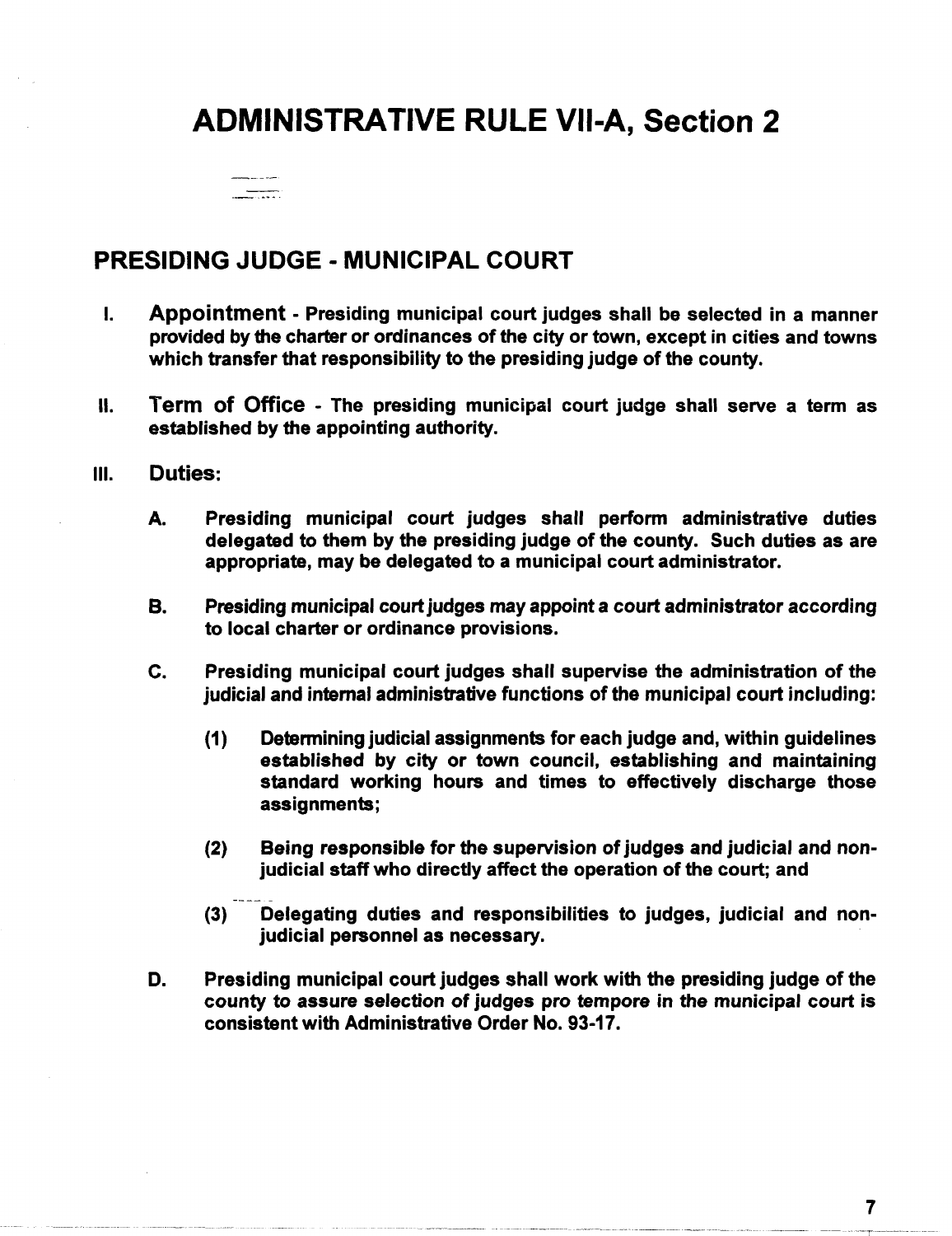# ADMINISTRATIVE RULE VII-A, Section 2

## PRESIDING JUDGE - MUNICIPAL COURT

I. **Appointment** - Presiding municipal court judges shall be selected in a manner provided by the charter or ordinances of the city or town, except in cities and towns which transfer that responsibility to the presiding judge of the county.

II. **Term of Office** - The presiding municipal court judge shall serve a term as established by the appointing authority.

III. **Duties:**

   A. Presiding municipal court judges shall perform administrative duties delegated to them by the presiding judge of the county. Such duties as are appropriate, may be delegated to a municipal court administrator.

   B. Presiding municipal court judges may appoint a court administrator according to local charter or ordinance provisions.

   C. Presiding municipal court judges shall supervise the administration of the judicial and internal administrative functions of the municipal court including:

      (1) Determining judicial assignments for each judge and, within guidelines established by city or town council, establishing and maintaining standard working hours and times to effectively discharge those assignments;

      (2) Being responsible for the supervision of judges and judicial and non-judicial staff who directly affect the operation of the court; and

      (3) Delegating duties and responsibilities to judges, judicial and non-judicial personnel as necessary.

   D. Presiding municipal court judges shall work with the presiding judge of the county to assure selection of judges *pro tempore* in the municipal court is consistent with Administrative Order No. 93-17.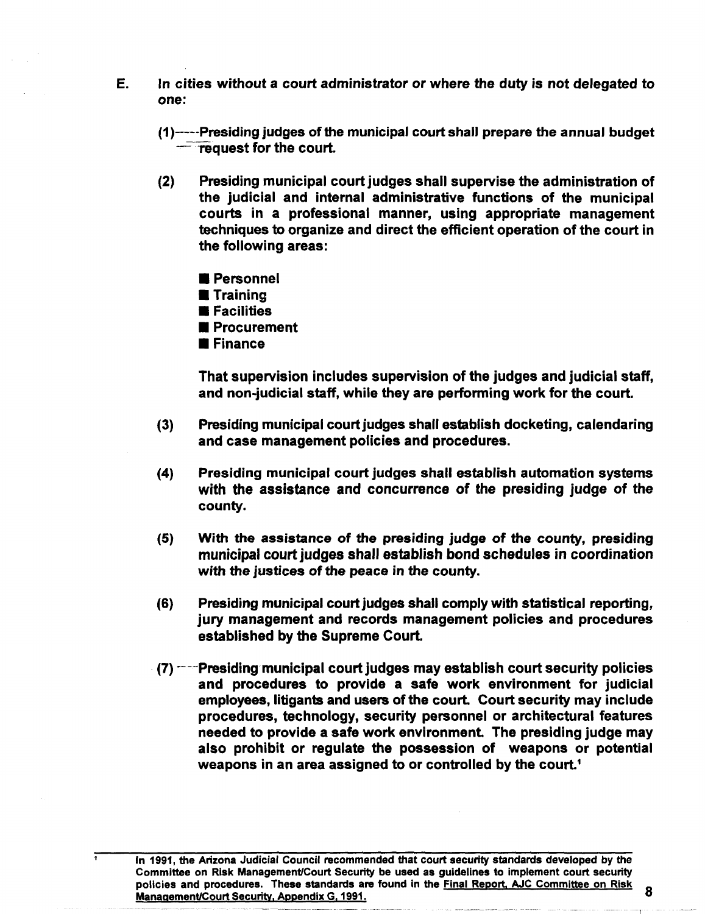E. In cities without a court administrator or where the duty is not delegated to one:

(1) Presiding judges of the municipal court shall prepare the annual budget request for the court.

(2) Presiding municipal court judges shall supervise the administration of the judicial and internal administrative functions of the municipal courts in a professional manner, using appropriate management techniques to organize and direct the efficient operation of the court in the following areas:

- Personnel
- Training
- Facilities
- Procurement
- Finance

That supervision includes supervision of the judges and judicial staff, and non-judicial staff, while they are performing work for the court.

(3) Presiding municipal court judges shall establish docketing, calendaring and case management policies and procedures.

(4) Presiding municipal court judges shall establish automation systems with the assistance and concurrence of the presiding judge of the county.

(5) With the assistance of the presiding judge of the county, presiding municipal court judges shall establish bond schedules in coordination with the justices of the peace in the county.

(6) Presiding municipal court judges shall comply with statistical reporting, jury management and records management policies and procedures established by the Supreme Court.

(7) Presiding municipal court judges may establish court security policies and procedures to provide a safe work environment for judicial employees, litigants and users of the court. Court security may include procedures, technology, security personnel or architectural features needed to provide a safe work environment. The presiding judge may also prohibit or regulate the possession of weapons or potential weapons in an area assigned to or controlled by the court.[1]

---

[1] In 1991, the Arizona Judicial Council recommended that court security standards developed by the Committee on Risk Management/Court Security be used as guidelines to implement court security policies and procedures. These standards are found in the Final Report, AJC Committee on Risk Management/Court Security, Appendix G, 1991.